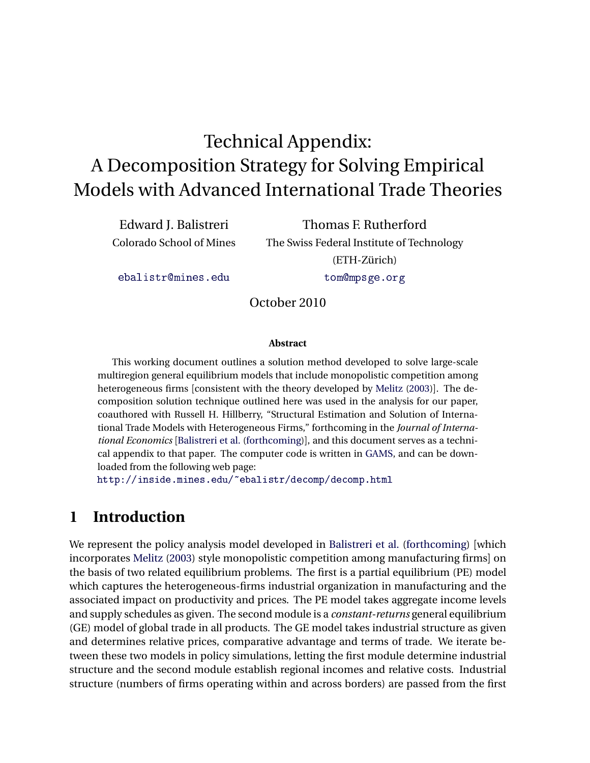# Technical Appendix: A Decomposition Strategy for Solving Empirical Models with Advanced International Trade Theories

Edward J. Balistreri
Colorado School of Mines
ebalistr@mines.edu

Thomas F. Rutherford
The Swiss Federal Institute of Technology (ETH-Zürich)
tom@mpsge.org

October 2010

**Abstract**

This working document outlines a solution method developed to solve large-scale multiregion general equilibrium models that include monopolistic competition among heterogeneous firms [consistent with the theory developed by Melitz (2003)]. The decomposition solution technique outlined here was used in the analysis for our paper, coauthored with Russell H. Hillberry, "Structural Estimation and Solution of International Trade Models with Heterogeneous Firms," forthcoming in the *Journal of International Economics* [Balistreri et al. (forthcoming)], and this document serves as a technical appendix to that paper. The computer code is written in GAMS, and can be downloaded from the following web page:
http://inside.mines.edu/~ebalistr/decomp/decomp.html

## 1 Introduction

We represent the policy analysis model developed in Balistreri et al. (forthcoming) [which incorporates Melitz (2003) style monopolistic competition among manufacturing firms] on the basis of two related equilibrium problems. The first is a partial equilibrium (PE) model which captures the heterogeneous-firms industrial organization in manufacturing and the associated impact on productivity and prices. The PE model takes aggregate income levels and supply schedules as given. The second module is a *constant-returns* general equilibrium (GE) model of global trade in all products. The GE model takes industrial structure as given and determines relative prices, comparative advantage and terms of trade. We iterate between these two models in policy simulations, letting the first module determine industrial structure and the second module establish regional incomes and relative costs. Industrial structure (numbers of firms operating within and across borders) are passed from the first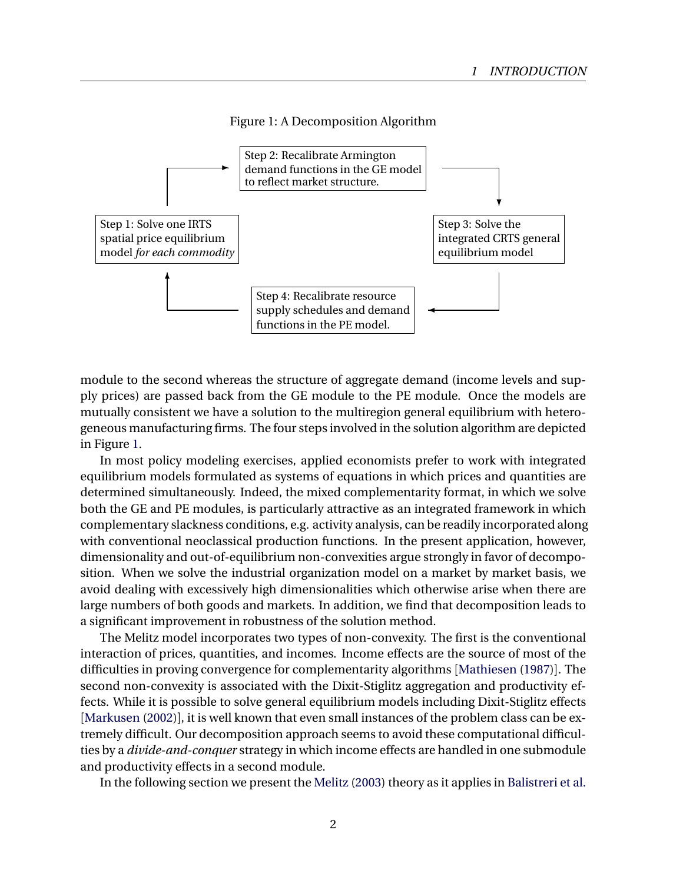Figure 1: A Decomposition Algorithm

Step 1: Solve one IRTS spatial price equilibrium model *for each commodity*

Step 2: Recalibrate Armington demand functions in the GE model to reflect market structure.

Step 3: Solve the integrated CRTS general equilibrium model

Step 4: Recalibrate resource supply schedules and demand functions in the PE model.

module to the second whereas the structure of aggregate demand (income levels and supply prices) are passed back from the GE module to the PE module. Once the models are mutually consistent we have a solution to the multiregion general equilibrium with heterogeneous manufacturing firms. The four steps involved in the solution algorithm are depicted in Figure 1.

In most policy modeling exercises, applied economists prefer to work with integrated equilibrium models formulated as systems of equations in which prices and quantities are determined simultaneously. Indeed, the mixed complementarity format, in which we solve both the GE and PE modules, is particularly attractive as an integrated framework in which complementary slackness conditions, e.g. activity analysis, can be readily incorporated along with conventional neoclassical production functions. In the present application, however, dimensionality and out-of-equilibrium non-convexities argue strongly in favor of decomposition. When we solve the industrial organization model on a market by market basis, we avoid dealing with excessively high dimensionalities which otherwise arise when there are large numbers of both goods and markets. In addition, we find that decomposition leads to a significant improvement in robustness of the solution method.

The Melitz model incorporates two types of non-convexity. The first is the conventional interaction of prices, quantities, and incomes. Income effects are the source of most of the difficulties in proving convergence for complementarity algorithms [Mathiesen (1987)]. The second non-convexity is associated with the Dixit-Stiglitz aggregation and productivity effects. While it is possible to solve general equilibrium models including Dixit-Stiglitz effects [Markusen (2002)], it is well known that even small instances of the problem class can be extremely difficult. Our decomposition approach seems to avoid these computational difficulties by a *divide-and-conquer* strategy in which income effects are handled in one submodule and productivity effects in a second module.

In the following section we present the Melitz (2003) theory as it applies in Balistreri et al.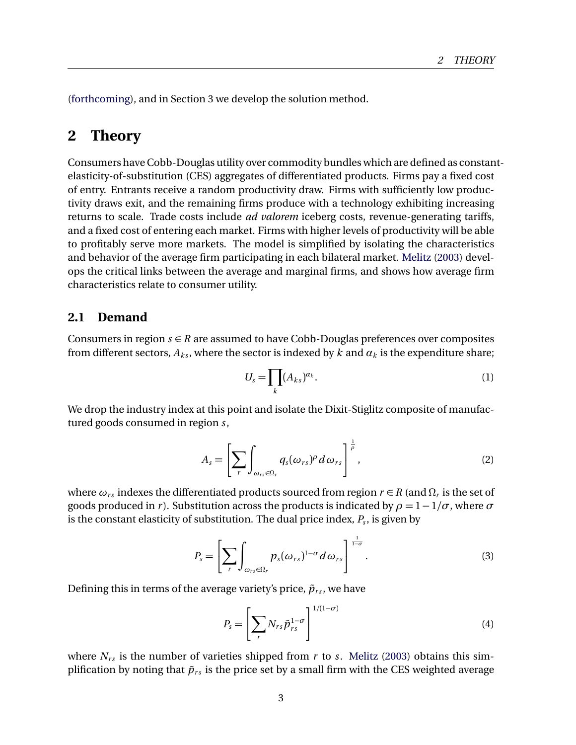(forthcoming), and in Section 3 we develop the solution method.

## 2 Theory

Consumers have Cobb-Douglas utility over commodity bundles which are defined as constant-elasticity-of-substitution (CES) aggregates of differentiated products. Firms pay a fixed cost of entry. Entrants receive a random productivity draw. Firms with sufficiently low productivity draws exit, and the remaining firms produce with a technology exhibiting increasing returns to scale. Trade costs include *ad valorem* iceberg costs, revenue-generating tariffs, and a fixed cost of entering each market. Firms with higher levels of productivity will be able to profitably serve more markets. The model is simplified by isolating the characteristics and behavior of the average firm participating in each bilateral market. Melitz (2003) develops the critical links between the average and marginal firms, and shows how average firm characteristics relate to consumer utility.

### 2.1 Demand

Consumers in region $s \in R$ are assumed to have Cobb-Douglas preferences over composites from different sectors, $A_{ks}$, where the sector is indexed by $k$ and $\alpha_k$ is the expenditure share;

$$U_s = \prod_k (A_{ks})^{\alpha_k}. \tag{1}$$

We drop the industry index at this point and isolate the Dixit-Stiglitz composite of manufactured goods consumed in region $s$,

$$A_s = \left[ \sum_r \int_{\omega_{rs} \in \Omega_r} q_s(\omega_{rs})^{\rho} \, d\omega_{rs} \right]^{\frac{1}{\rho}}, \tag{2}$$

where $\omega_{rs}$ indexes the differentiated products sourced from region $r \in R$ (and $\Omega_r$ is the set of goods produced in $r$). Substitution across the products is indicated by $\rho = 1 - 1/\sigma$, where $\sigma$ is the constant elasticity of substitution. The dual price index, $P_s$, is given by

$$P_s = \left[ \sum_r \int_{\omega_{rs} \in \Omega_r} p_s(\omega_{rs})^{1-\sigma} \, d\omega_{rs} \right]^{\frac{1}{1-\sigma}}. \tag{3}$$

Defining this in terms of the average variety's price, $\tilde{p}_{rs}$, we have

$$P_s = \left[ \sum_r N_{rs} \tilde{p}_{rs}^{1-\sigma} \right]^{1/(1-\sigma)} \tag{4}$$

where $N_{rs}$ is the number of varieties shipped from $r$ to $s$. Melitz (2003) obtains this simplification by noting that $\tilde{p}_{rs}$ is the price set by a small firm with the CES weighted average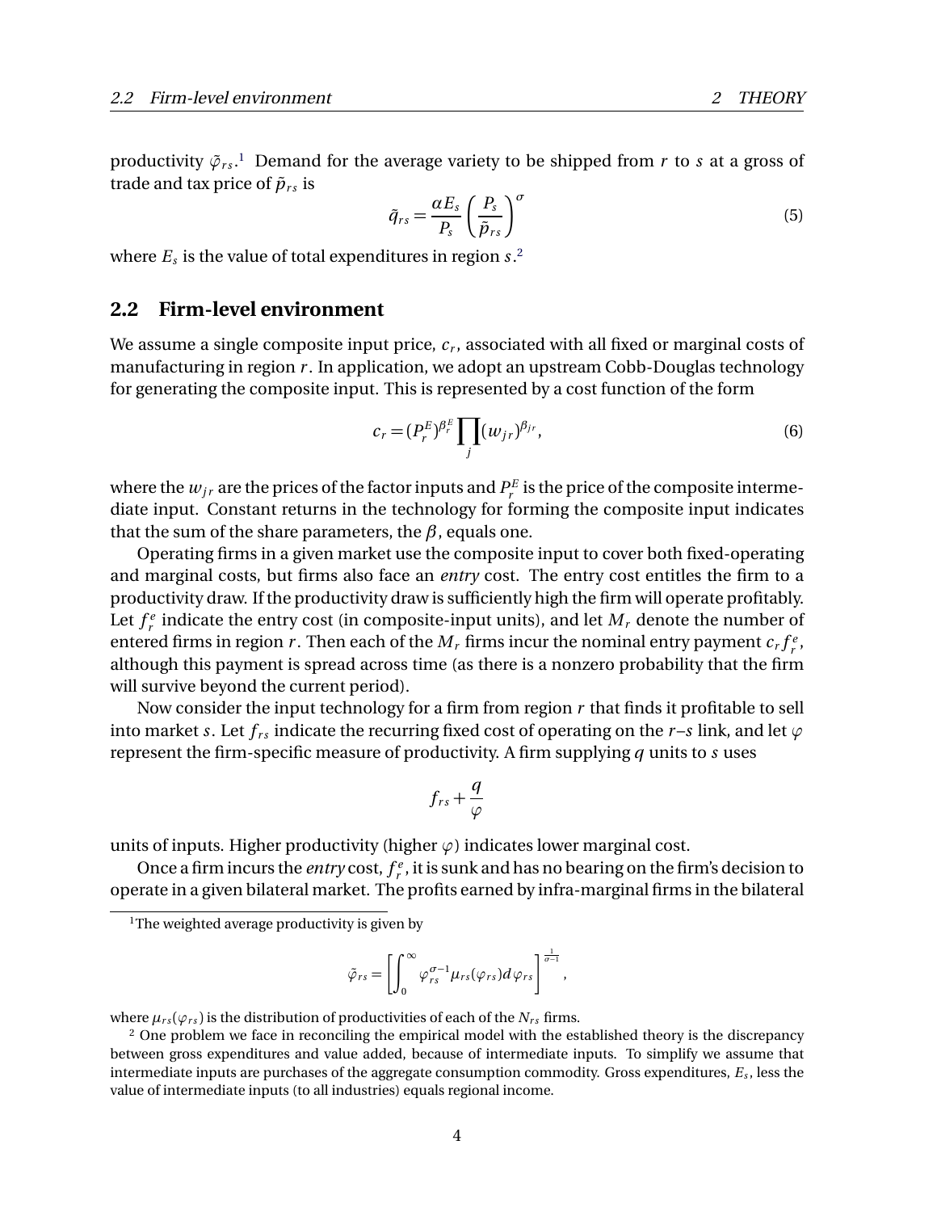productivity $\tilde{\varphi}_{rs}$.[1] Demand for the average variety to be shipped from $r$ to $s$ at a gross of trade and tax price of $\tilde{p}_{rs}$ is

$$\tilde{q}_{rs} = \frac{\alpha E_s}{P_s}\left(\frac{P_s}{\tilde{p}_{rs}}\right)^{\sigma} \tag{5}$$

where $E_s$ is the value of total expenditures in region $s$.[2]

## 2.2 Firm-level environment

We assume a single composite input price, $c_r$, associated with all fixed or marginal costs of manufacturing in region $r$. In application, we adopt an upstream Cobb-Douglas technology for generating the composite input. This is represented by a cost function of the form

$$c_r = (P_r^E)^{\beta_r^E} \prod_j (w_{jr})^{\beta_{jr}}, \tag{6}$$

where the $w_{jr}$ are the prices of the factor inputs and $P_r^E$ is the price of the composite intermediate input. Constant returns in the technology for forming the composite input indicates that the sum of the share parameters, the $\beta$, equals one.

Operating firms in a given market use the composite input to cover both fixed-operating and marginal costs, but firms also face an *entry* cost. The entry cost entitles the firm to a productivity draw. If the productivity draw is sufficiently high the firm will operate profitably. Let $f_r^e$ indicate the entry cost (in composite-input units), and let $M_r$ denote the number of entered firms in region $r$. Then each of the $M_r$ firms incur the nominal entry payment $c_r f_r^e$, although this payment is spread across time (as there is a nonzero probability that the firm will survive beyond the current period).

Now consider the input technology for a firm from region $r$ that finds it profitable to sell into market $s$. Let $f_{rs}$ indicate the recurring fixed cost of operating on the $r$–$s$ link, and let $\varphi$ represent the firm-specific measure of productivity. A firm supplying $q$ units to $s$ uses

$$f_{rs} + \frac{q}{\varphi}$$

units of inputs. Higher productivity (higher $\varphi$) indicates lower marginal cost.

Once a firm incurs the *entry* cost, $f_r^e$, it is sunk and has no bearing on the firm's decision to operate in a given bilateral market. The profits earned by infra-marginal firms in the bilateral

---

[1] The weighted average productivity is given by

$$\tilde{\varphi}_{rs} = \left[\int_0^{\infty} \varphi_{rs}^{\sigma-1} \mu_{rs}(\varphi_{rs}) d\varphi_{rs}\right]^{\frac{1}{\sigma-1}},$$

where $\mu_{rs}(\varphi_{rs})$ is the distribution of productivities of each of the $N_{rs}$ firms.

[2] One problem we face in reconciling the empirical model with the established theory is the discrepancy between gross expenditures and value added, because of intermediate inputs. To simplify we assume that intermediate inputs are purchases of the aggregate consumption commodity. Gross expenditures, $E_s$, less the value of intermediate inputs (to all industries) equals regional income.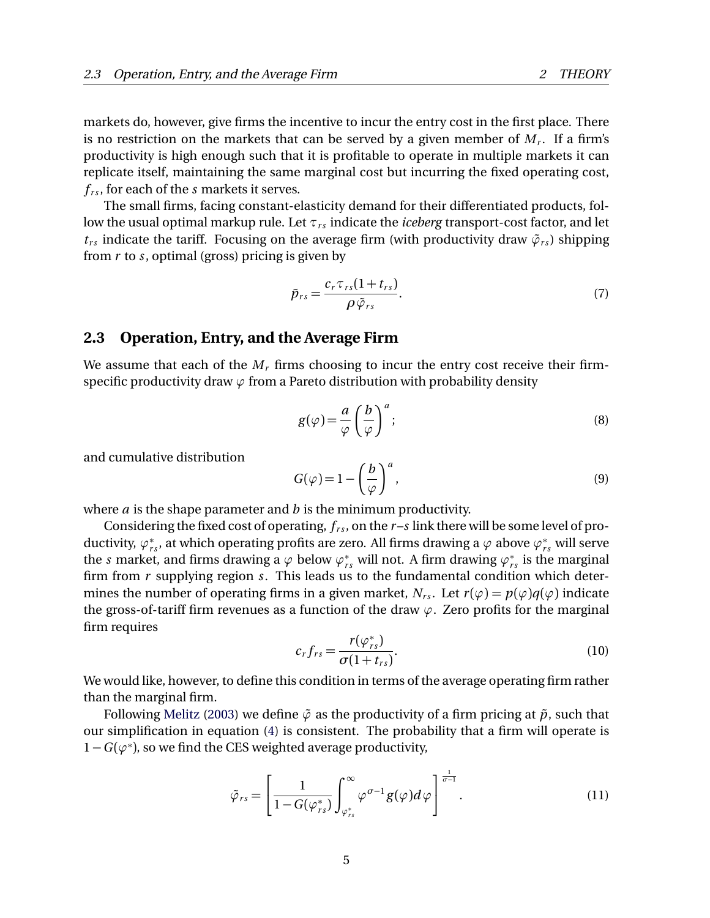markets do, however, give firms the incentive to incur the entry cost in the first place. There is no restriction on the markets that can be served by a given member of $M_r$. If a firm's productivity is high enough such that it is profitable to operate in multiple markets it can replicate itself, maintaining the same marginal cost but incurring the fixed operating cost, $f_{rs}$, for each of the $s$ markets it serves.

The small firms, facing constant-elasticity demand for their differentiated products, follow the usual optimal markup rule. Let $\tau_{rs}$ indicate the *iceberg* transport-cost factor, and let $t_{rs}$ indicate the tariff. Focusing on the average firm (with productivity draw $\tilde{\varphi}_{rs}$) shipping from $r$ to $s$, optimal (gross) pricing is given by

$$\tilde{p}_{rs} = \frac{c_r \tau_{rs}(1+t_{rs})}{\rho \tilde{\varphi}_{rs}}. \tag{7}$$

## 2.3 Operation, Entry, and the Average Firm

We assume that each of the $M_r$ firms choosing to incur the entry cost receive their firm-specific productivity draw $\varphi$ from a Pareto distribution with probability density

$$g(\varphi) = \frac{a}{\varphi}\left(\frac{b}{\varphi}\right)^a; \tag{8}$$

and cumulative distribution

$$G(\varphi) = 1 - \left(\frac{b}{\varphi}\right)^a, \tag{9}$$

where $a$ is the shape parameter and $b$ is the minimum productivity.

Considering the fixed cost of operating, $f_{rs}$, on the $r$–$s$ link there will be some level of productivity, $\varphi^*_{rs}$, at which operating profits are zero. All firms drawing a $\varphi$ above $\varphi^*_{rs}$ will serve the $s$ market, and firms drawing a $\varphi$ below $\varphi^*_{rs}$ will not. A firm drawing $\varphi^*_{rs}$ is the marginal firm from $r$ supplying region $s$. This leads us to the fundamental condition which determines the number of operating firms in a given market, $N_{rs}$. Let $r(\varphi) = p(\varphi)q(\varphi)$ indicate the gross-of-tariff firm revenues as a function of the draw $\varphi$. Zero profits for the marginal firm requires

$$c_r f_{rs} = \frac{r(\varphi^*_{rs})}{\sigma(1+t_{rs})}. \tag{10}$$

We would like, however, to define this condition in terms of the average operating firm rather than the marginal firm.

Following Melitz (2003) we define $\tilde{\varphi}$ as the productivity of a firm pricing at $\tilde{p}$, such that our simplification in equation (4) is consistent. The probability that a firm will operate is $1 - G(\varphi^*)$, so we find the CES weighted average productivity,

$$\tilde{\varphi}_{rs} = \left[\frac{1}{1-G(\varphi^*_{rs})}\int_{\varphi^*_{rs}}^{\infty} \varphi^{\sigma-1} g(\varphi) d\varphi\right]^{\frac{1}{\sigma-1}}. \tag{11}$$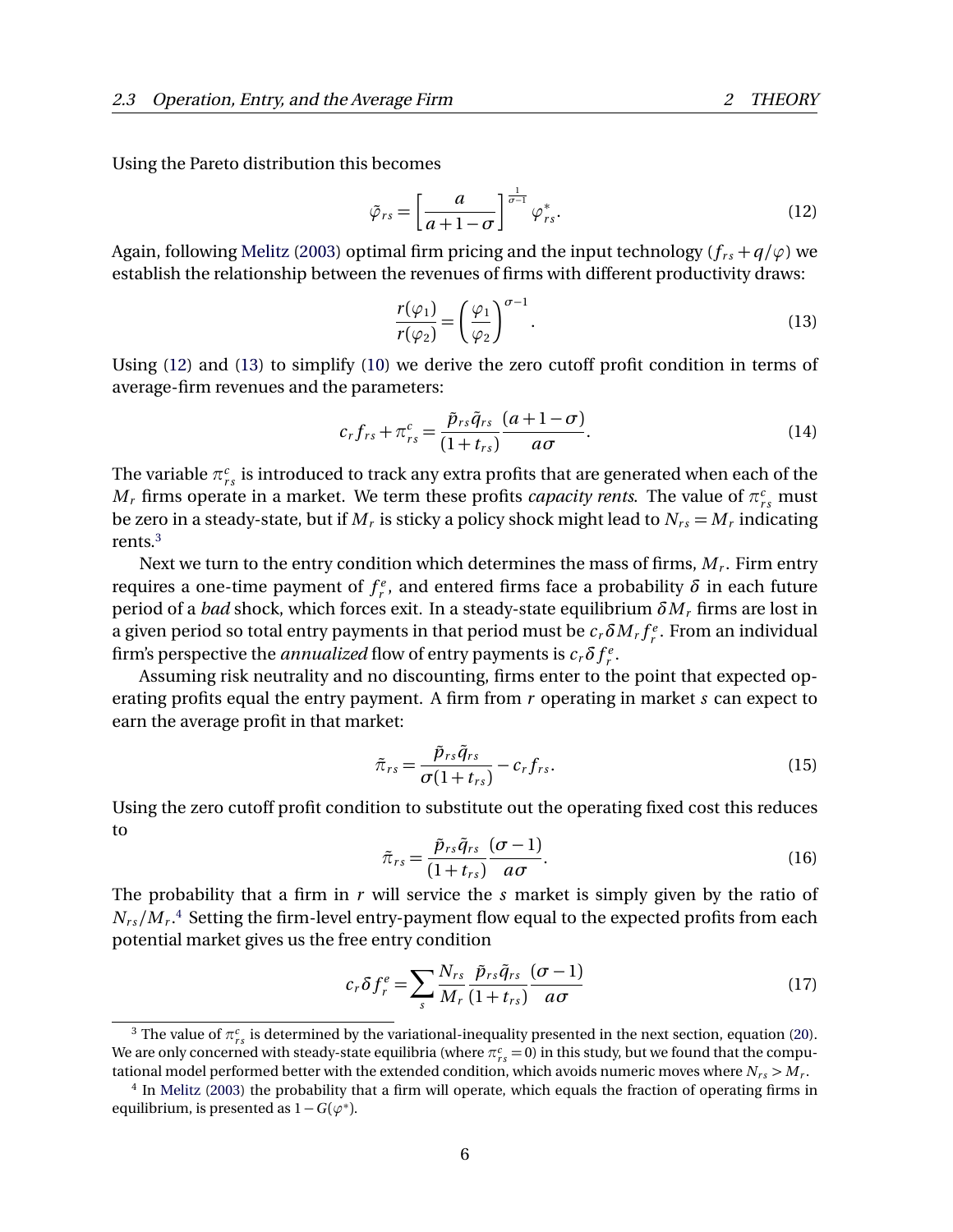Using the Pareto distribution this becomes

$$\tilde{\varphi}_{rs} = \left[\frac{a}{a+1-\sigma}\right]^{\frac{1}{\sigma-1}} \varphi^*_{rs}. \tag{12}$$

Again, following Melitz (2003) optimal firm pricing and the input technology ($f_{rs} + q/\varphi$) we establish the relationship between the revenues of firms with different productivity draws:

$$\frac{r(\varphi_1)}{r(\varphi_2)} = \left(\frac{\varphi_1}{\varphi_2}\right)^{\sigma-1}. \tag{13}$$

Using (12) and (13) to simplify (10) we derive the zero cutoff profit condition in terms of average-firm revenues and the parameters:

$$c_r f_{rs} + \pi^c_{rs} = \frac{\tilde{p}_{rs}\tilde{q}_{rs}}{(1+t_{rs})}\frac{(a+1-\sigma)}{a\sigma}. \tag{14}$$

The variable $\pi^c_{rs}$ is introduced to track any extra profits that are generated when each of the $M_r$ firms operate in a market. We term these profits *capacity rents*. The value of $\pi^c_{rs}$ must be zero in a steady-state, but if $M_r$ is sticky a policy shock might lead to $N_{rs} = M_r$ indicating rents.[3]

Next we turn to the entry condition which determines the mass of firms, $M_r$. Firm entry requires a one-time payment of $f^e_r$, and entered firms face a probability $\delta$ in each future period of a *bad* shock, which forces exit. In a steady-state equilibrium $\delta M_r$ firms are lost in a given period so total entry payments in that period must be $c_r \delta M_r f^e_r$. From an individual firm's perspective the *annualized* flow of entry payments is $c_r \delta f^e_r$.

Assuming risk neutrality and no discounting, firms enter to the point that expected operating profits equal the entry payment. A firm from $r$ operating in market $s$ can expect to earn the average profit in that market:

$$\tilde{\pi}_{rs} = \frac{\tilde{p}_{rs}\tilde{q}_{rs}}{\sigma(1+t_{rs})} - c_r f_{rs}. \tag{15}$$

Using the zero cutoff profit condition to substitute out the operating fixed cost this reduces to

$$\tilde{\pi}_{rs} = \frac{\tilde{p}_{rs}\tilde{q}_{rs}}{(1+t_{rs})}\frac{(\sigma-1)}{a\sigma}. \tag{16}$$

The probability that a firm in $r$ will service the $s$ market is simply given by the ratio of $N_{rs}/M_r$.[4] Setting the firm-level entry-payment flow equal to the expected profits from each potential market gives us the free entry condition

$$c_r \delta f^e_r = \sum_s \frac{N_{rs}}{M_r}\frac{\tilde{p}_{rs}\tilde{q}_{rs}}{(1+t_{rs})}\frac{(\sigma-1)}{a\sigma} \tag{17}$$

[3] The value of $\pi^c_{rs}$ is determined by the variational-inequality presented in the next section, equation (20). We are only concerned with steady-state equilibria (where $\pi^c_{rs} = 0$) in this study, but we found that the computational model performed better with the extended condition, which avoids numeric moves where $N_{rs} > M_r$.

[4] In Melitz (2003) the probability that a firm will operate, which equals the fraction of operating firms in equilibrium, is presented as $1 - G(\varphi^*)$.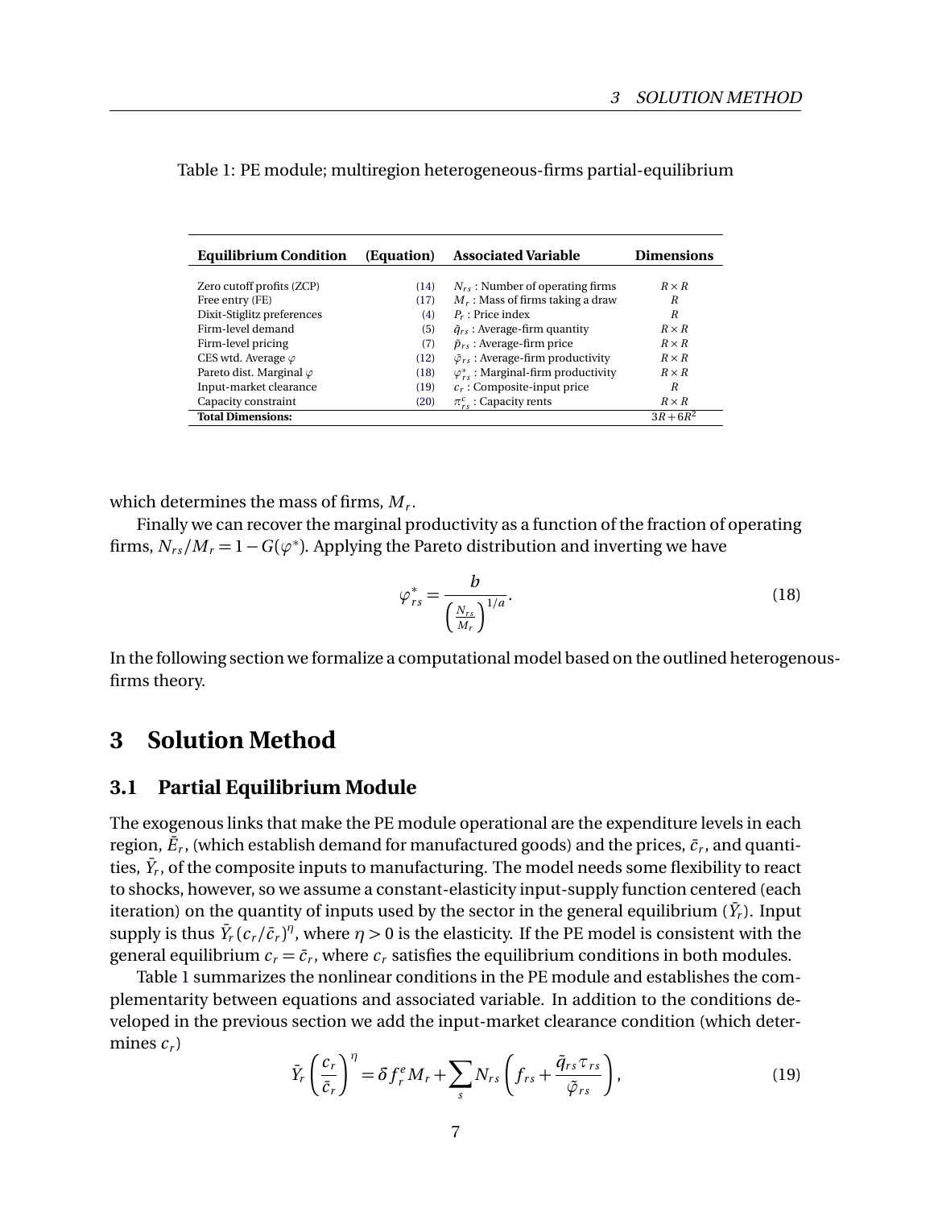Table 1: PE module; multiregion heterogeneous-firms partial-equilibrium

| Equilibrium Condition | (Equation) | Associated Variable | Dimensions |
|---|---|---|---|
| Zero cutoff profits (ZCP) | (14) | $N_{rs}$ : Number of operating firms | $R \times R$ |
| Free entry (FE) | (17) | $M_r$ : Mass of firms taking a draw | $R$ |
| Dixit-Stiglitz preferences | (4) | $P_r$ : Price index | $R$ |
| Firm-level demand | (5) | $\tilde{q}_{rs}$ : Average-firm quantity | $R \times R$ |
| Firm-level pricing | (7) | $\tilde{p}_{rs}$ : Average-firm price | $R \times R$ |
| CES wtd. Average $\varphi$ | (12) | $\tilde{\varphi}_{rs}$ : Average-firm productivity | $R \times R$ |
| Pareto dist. Marginal $\varphi$ | (18) | $\varphi^*_{rs}$ : Marginal-firm productivity | $R \times R$ |
| Input-market clearance | (19) | $c_r$ : Composite-input price | $R$ |
| Capacity constraint | (20) | $\pi^c_{rs}$ : Capacity rents | $R \times R$ |
| **Total Dimensions:** | | | $3R + 6R^2$ |

which determines the mass of firms, $M_r$.

Finally we can recover the marginal productivity as a function of the fraction of operating firms, $N_{rs}/M_r = 1 - G(\varphi^*)$. Applying the Pareto distribution and inverting we have

$$\varphi^*_{rs} = \frac{b}{\left(\frac{N_{rs}}{M_r}\right)^{1/a}}. \tag{18}$$

In the following section we formalize a computational model based on the outlined heterogenous-firms theory.

# 3 Solution Method

## 3.1 Partial Equilibrium Module

The exogenous links that make the PE module operational are the expenditure levels in each region, $\bar{E}_r$, (which establish demand for manufactured goods) and the prices, $\bar{c}_r$, and quantities, $\bar{Y}_r$, of the composite inputs to manufacturing. The model needs some flexibility to react to shocks, however, so we assume a constant-elasticity input-supply function centered (each iteration) on the quantity of inputs used by the sector in the general equilibrium ($\bar{Y}_r$). Input supply is thus $\bar{Y}_r(c_r/\bar{c}_r)^\eta$, where $\eta > 0$ is the elasticity. If the PE model is consistent with the general equilibrium $c_r = \bar{c}_r$, where $c_r$ satisfies the equilibrium conditions in both modules.

Table 1 summarizes the nonlinear conditions in the PE module and establishes the complementarity between equations and associated variable. In addition to the conditions developed in the previous section we add the input-market clearance condition (which determines $c_r$)

$$\bar{Y}_r\left(\frac{c_r}{\bar{c}_r}\right)^\eta = \delta f^e_r M_r + \sum_s N_{rs}\left(f_{rs} + \frac{\tilde{q}_{rs}\tau_{rs}}{\tilde{\varphi}_{rs}}\right), \tag{19}$$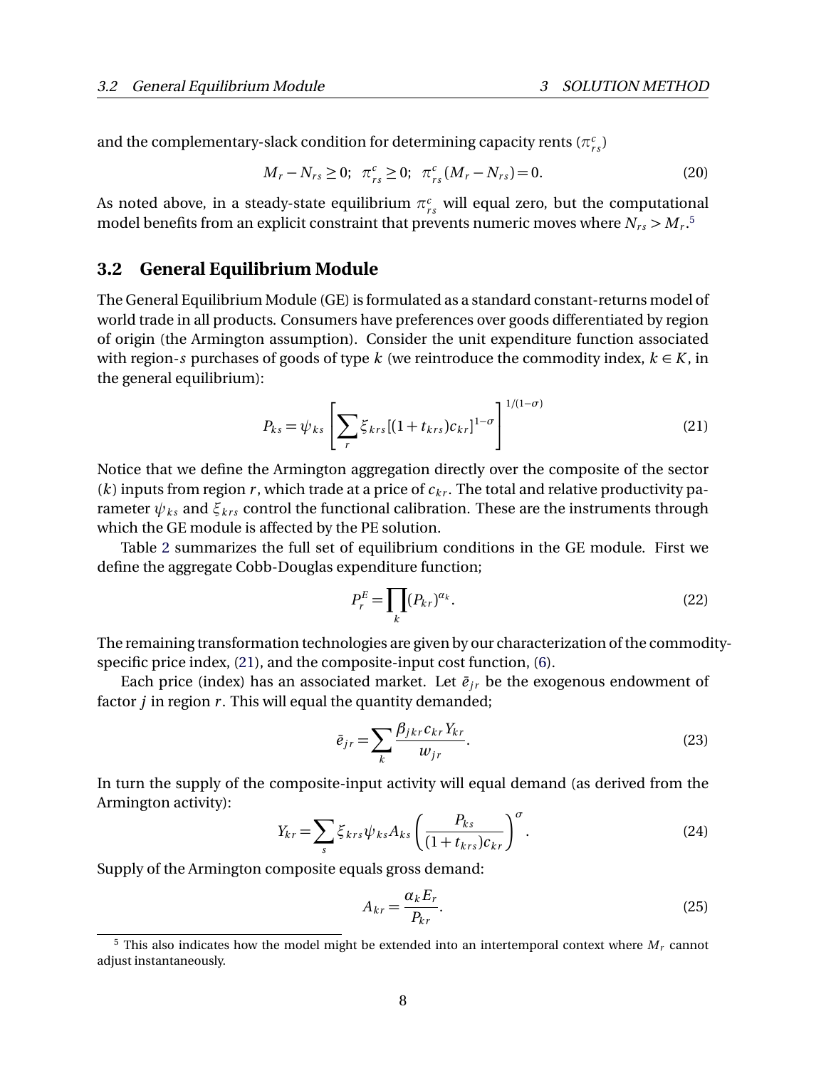and the complementary-slack condition for determining capacity rents ($\pi^c_{rs}$)

$$M_r - N_{rs} \geq 0; \;\; \pi^c_{rs} \geq 0; \;\; \pi^c_{rs}(M_r - N_{rs}) = 0. \tag{20}$$

As noted above, in a steady-state equilibrium $\pi^c_{rs}$ will equal zero, but the computational model benefits from an explicit constraint that prevents numeric moves where $N_{rs} > M_r$.[5]

## 3.2 General Equilibrium Module

The General Equilibrium Module (GE) is formulated as a standard constant-returns model of world trade in all products. Consumers have preferences over goods differentiated by region of origin (the Armington assumption). Consider the unit expenditure function associated with region-$s$ purchases of goods of type $k$ (we reintroduce the commodity index, $k \in K$, in the general equilibrium):

$$P_{ks} = \psi_{ks} \left[ \sum_r \xi_{krs} [(1+t_{krs})c_{kr}]^{1-\sigma} \right]^{1/(1-\sigma)} \tag{21}$$

Notice that we define the Armington aggregation directly over the composite of the sector ($k$) inputs from region $r$, which trade at a price of $c_{kr}$. The total and relative productivity parameter $\psi_{ks}$ and $\xi_{krs}$ control the functional calibration. These are the instruments through which the GE module is affected by the PE solution.

Table 2 summarizes the full set of equilibrium conditions in the GE module. First we define the aggregate Cobb-Douglas expenditure function;

$$P^E_r = \prod_k (P_{kr})^{\alpha_k}. \tag{22}$$

The remaining transformation technologies are given by our characterization of the commodity-specific price index, (21), and the composite-input cost function, (6).

Each price (index) has an associated market. Let $\bar{e}_{jr}$ be the exogenous endowment of factor $j$ in region $r$. This will equal the quantity demanded;

$$\bar{e}_{jr} = \sum_k \frac{\beta_{jkr} c_{kr} Y_{kr}}{w_{jr}}. \tag{23}$$

In turn the supply of the composite-input activity will equal demand (as derived from the Armington activity):

$$Y_{kr} = \sum_s \xi_{krs} \psi_{ks} A_{ks} \left( \frac{P_{ks}}{(1+t_{krs})c_{kr}} \right)^{\sigma}. \tag{24}$$

Supply of the Armington composite equals gross demand:

$$A_{kr} = \frac{\alpha_k E_r}{P_{kr}}. \tag{25}$$

[5] This also indicates how the model might be extended into an intertemporal context where $M_r$ cannot adjust instantaneously.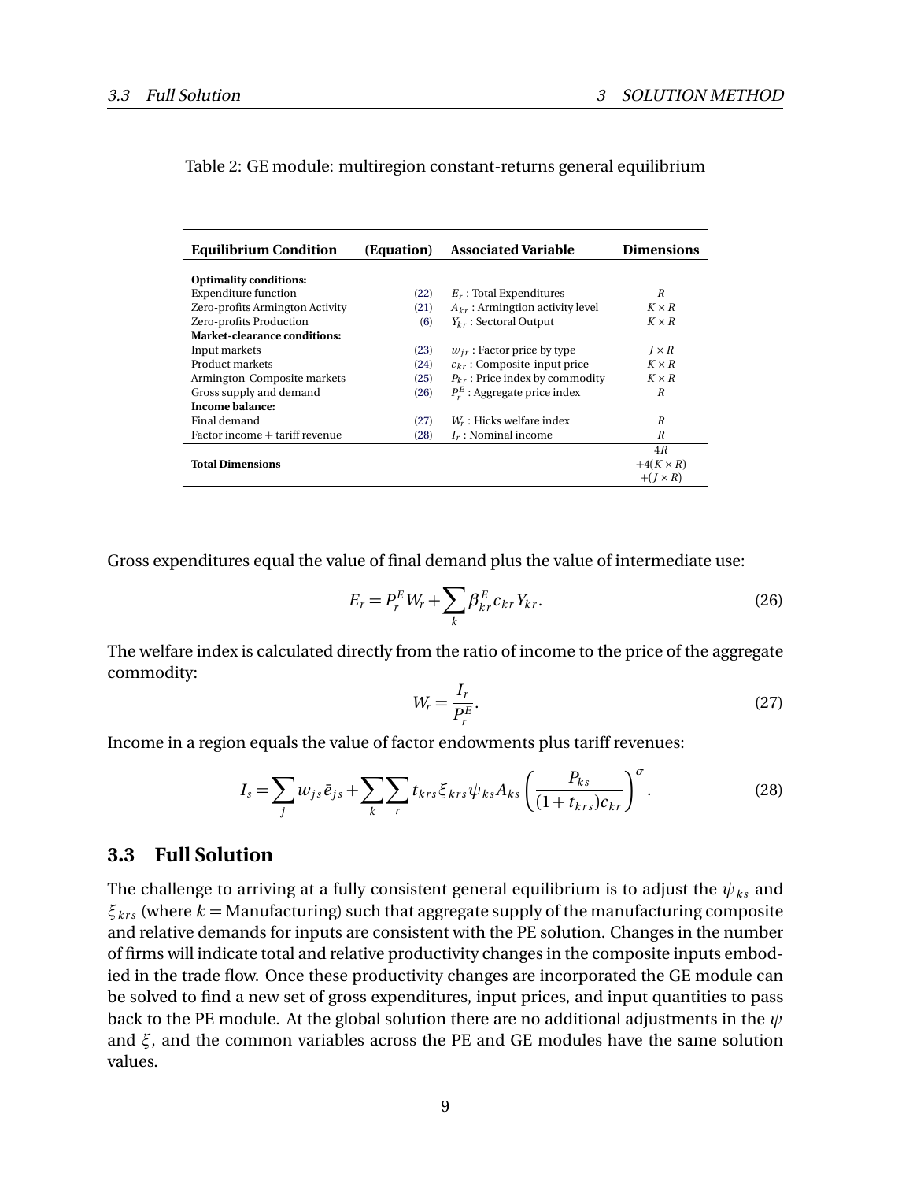Table 2: GE module: multiregion constant-returns general equilibrium

| Equilibrium Condition | (Equation) | Associated Variable | Dimensions |
|---|---|---|---|
| **Optimality conditions:** | | | |
| Expenditure function | (22) | $E_r$ : Total Expenditures | $R$ |
| Zero-profits Armington Activity | (21) | $A_{kr}$ : Armingtion activity level | $K \times R$ |
| Zero-profits Production | (6) | $Y_{kr}$ : Sectoral Output | $K \times R$ |
| **Market-clearance conditions:** | | | |
| Input markets | (23) | $w_{jr}$ : Factor price by type | $J \times R$ |
| Product markets | (24) | $c_{kr}$ : Composite-input price | $K \times R$ |
| Armington-Composite markets | (25) | $P_{kr}$ : Price index by commodity | $K \times R$ |
| Gross supply and demand | (26) | $P^E_r$ : Aggregate price index | $R$ |
| **Income balance:** | | | |
| Final demand | (27) | $W_r$ : Hicks welfare index | $R$ |
| Factor income + tariff revenue | (28) | $I_r$ : Nominal income | $R$ |
| **Total Dimensions** | | | $4R$ $+4(K \times R)$ $+(J \times R)$ |

Gross expenditures equal the value of final demand plus the value of intermediate use:

$$E_r = P^E_r W_r + \sum_k \beta^E_{kr} c_{kr} Y_{kr}. \tag{26}$$

The welfare index is calculated directly from the ratio of income to the price of the aggregate commodity:

$$W_r = \frac{I_r}{P^E_r}. \tag{27}$$

Income in a region equals the value of factor endowments plus tariff revenues:

$$I_s = \sum_j w_{js} \bar{e}_{js} + \sum_k \sum_r t_{krs} \xi_{krs} \psi_{ks} A_{ks} \left( \frac{P_{ks}}{(1+t_{krs}) c_{kr}} \right)^{\sigma}. \tag{28}$$

## 3.3 Full Solution

The challenge to arriving at a fully consistent general equilibrium is to adjust the $\psi_{ks}$ and $\xi_{krs}$ (where $k$ = Manufacturing) such that aggregate supply of the manufacturing composite and relative demands for inputs are consistent with the PE solution. Changes in the number of firms will indicate total and relative productivity changes in the composite inputs embodied in the trade flow. Once these productivity changes are incorporated the GE module can be solved to find a new set of gross expenditures, input prices, and input quantities to pass back to the PE module. At the global solution there are no additional adjustments in the $\psi$ and $\xi$, and the common variables across the PE and GE modules have the same solution values.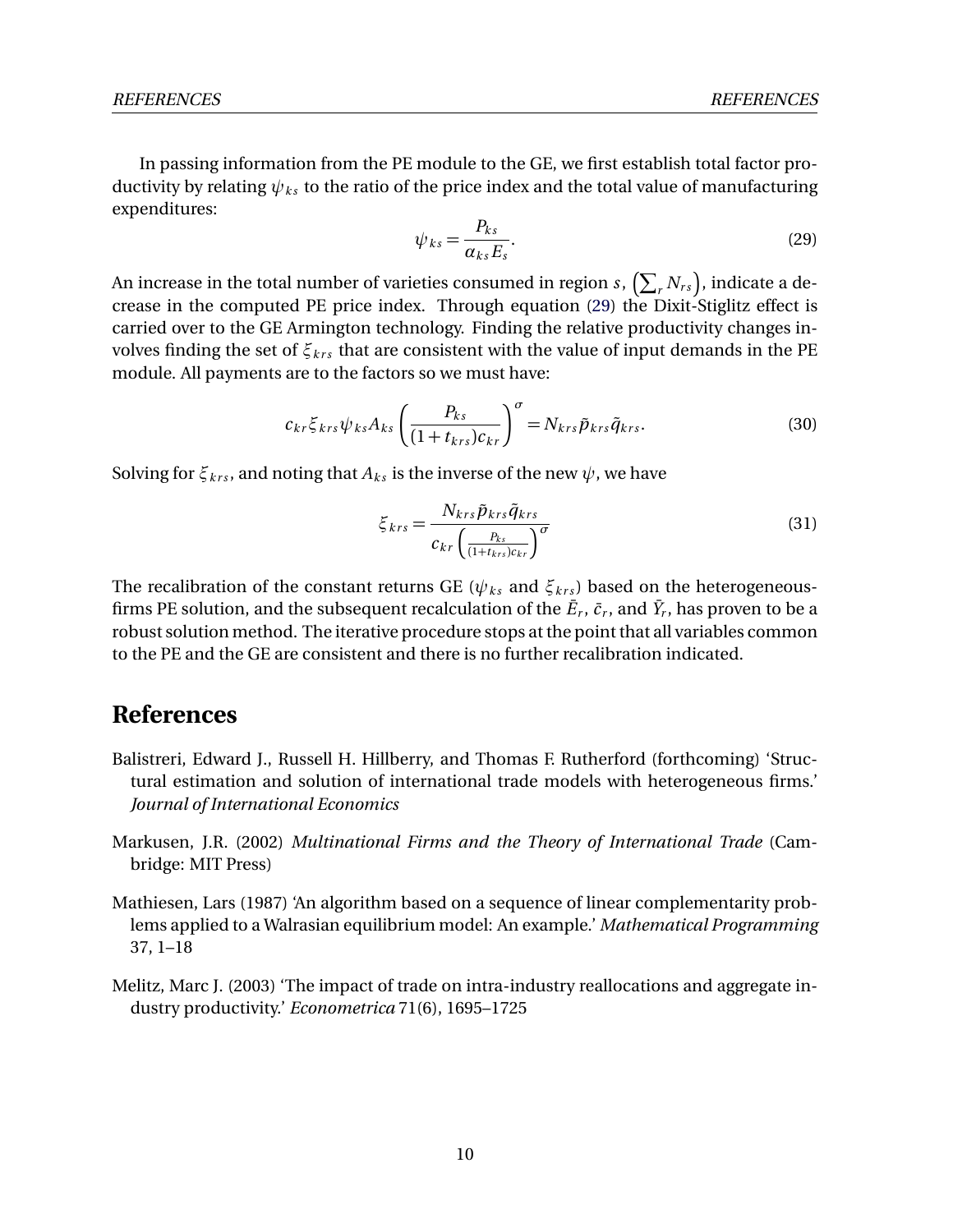In passing information from the PE module to the GE, we first establish total factor productivity by relating $\psi_{ks}$ to the ratio of the price index and the total value of manufacturing expenditures:

$$\psi_{ks} = \frac{P_{ks}}{\alpha_{ks} E_s}. \tag{29}$$

An increase in the total number of varieties consumed in region $s$, $\left(\sum_r N_{rs}\right)$, indicate a decrease in the computed PE price index. Through equation (29) the Dixit-Stiglitz effect is carried over to the GE Armington technology. Finding the relative productivity changes involves finding the set of $\xi_{krs}$ that are consistent with the value of input demands in the PE module. All payments are to the factors so we must have:

$$c_{kr}\xi_{krs}\psi_{ks}A_{ks}\left(\frac{P_{ks}}{(1+t_{krs})c_{kr}}\right)^{\sigma} = N_{krs}\tilde{p}_{krs}\tilde{q}_{krs}. \tag{30}$$

Solving for $\xi_{krs}$, and noting that $A_{ks}$ is the inverse of the new $\psi$, we have

$$\xi_{krs} = \frac{N_{krs}\tilde{p}_{krs}\tilde{q}_{krs}}{c_{kr}\left(\frac{P_{ks}}{(1+t_{krs})c_{kr}}\right)^{\sigma}} \tag{31}$$

The recalibration of the constant returns GE ($\psi_{ks}$ and $\xi_{krs}$) based on the heterogeneous-firms PE solution, and the subsequent recalculation of the $\bar{E}_r$, $\bar{c}_r$, and $\bar{Y}_r$, has proven to be a robust solution method. The iterative procedure stops at the point that all variables common to the PE and the GE are consistent and there is no further recalibration indicated.

# References

Balistreri, Edward J., Russell H. Hillberry, and Thomas F. Rutherford (forthcoming) 'Structural estimation and solution of international trade models with heterogeneous firms.' *Journal of International Economics*

Markusen, J.R. (2002) *Multinational Firms and the Theory of International Trade* (Cambridge: MIT Press)

Mathiesen, Lars (1987) 'An algorithm based on a sequence of linear complementarity problems applied to a Walrasian equilibrium model: An example.' *Mathematical Programming* 37, 1–18

Melitz, Marc J. (2003) 'The impact of trade on intra-industry reallocations and aggregate industry productivity.' *Econometrica* 71(6), 1695–1725